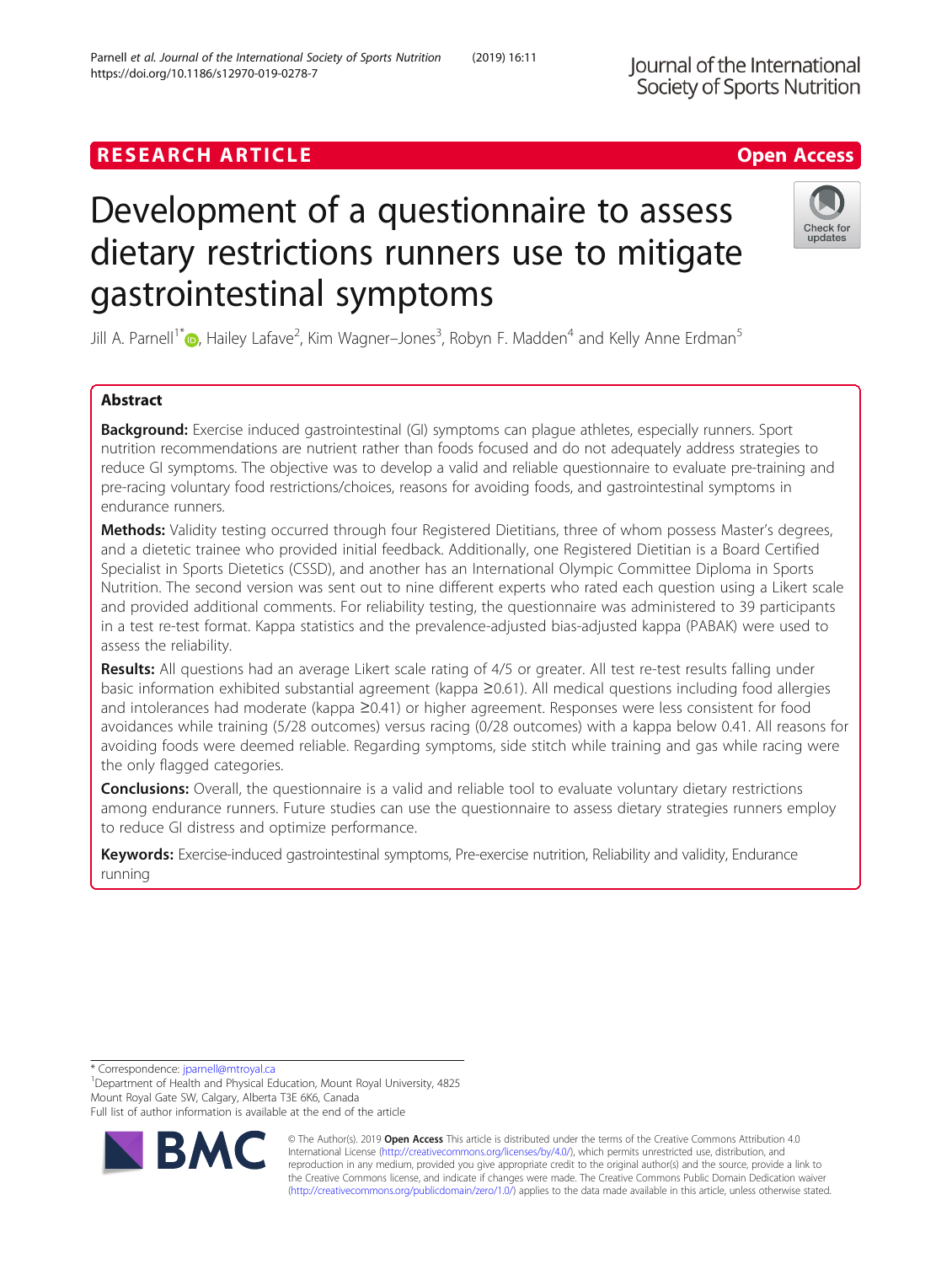RESEARCH ARTICLE

Open Access

# Development of a questionnaire to assess dietary restrictions runners use to mitigate gastrointestinal symptoms

Jill A. Parnell[1*], Hailey Lafave[2], Kim Wagner–Jones[3], Robyn F. Madden[4] and Kelly Anne Erdman[5]

## Abstract

**Background:** Exercise induced gastrointestinal (GI) symptoms can plague athletes, especially runners. Sport nutrition recommendations are nutrient rather than foods focused and do not adequately address strategies to reduce GI symptoms. The objective was to develop a valid and reliable questionnaire to evaluate pre-training and pre-racing voluntary food restrictions/choices, reasons for avoiding foods, and gastrointestinal symptoms in endurance runners.

**Methods:** Validity testing occurred through four Registered Dietitians, three of whom possess Master's degrees, and a dietetic trainee who provided initial feedback. Additionally, one Registered Dietitian is a Board Certified Specialist in Sports Dietetics (CSSD), and another has an International Olympic Committee Diploma in Sports Nutrition. The second version was sent out to nine different experts who rated each question using a Likert scale and provided additional comments. For reliability testing, the questionnaire was administered to 39 participants in a test re-test format. Kappa statistics and the prevalence-adjusted bias-adjusted kappa (PABAK) were used to assess the reliability.

**Results:** All questions had an average Likert scale rating of 4/5 or greater. All test re-test results falling under basic information exhibited substantial agreement (kappa ≥0.61). All medical questions including food allergies and intolerances had moderate (kappa ≥0.41) or higher agreement. Responses were less consistent for food avoidances while training (5/28 outcomes) versus racing (0/28 outcomes) with a kappa below 0.41. All reasons for avoiding foods were deemed reliable. Regarding symptoms, side stitch while training and gas while racing were the only flagged categories.

**Conclusions:** Overall, the questionnaire is a valid and reliable tool to evaluate voluntary dietary restrictions among endurance runners. Future studies can use the questionnaire to assess dietary strategies runners employ to reduce GI distress and optimize performance.

**Keywords:** Exercise-induced gastrointestinal symptoms, Pre-exercise nutrition, Reliability and validity, Endurance running

\* Correspondence: jparnell@mtroyal.ca

[1]Department of Health and Physical Education, Mount Royal University, 4825 Mount Royal Gate SW, Calgary, Alberta T3E 6K6, Canada

Full list of author information is available at the end of the article

© The Author(s). 2019 **Open Access** This article is distributed under the terms of the Creative Commons Attribution 4.0 International License (http://creativecommons.org/licenses/by/4.0/), which permits unrestricted use, distribution, and reproduction in any medium, provided you give appropriate credit to the original author(s) and the source, provide a link to the Creative Commons license, and indicate if changes were made. The Creative Commons Public Domain Dedication waiver (http://creativecommons.org/publicdomain/zero/1.0/) applies to the data made available in this article, unless otherwise stated.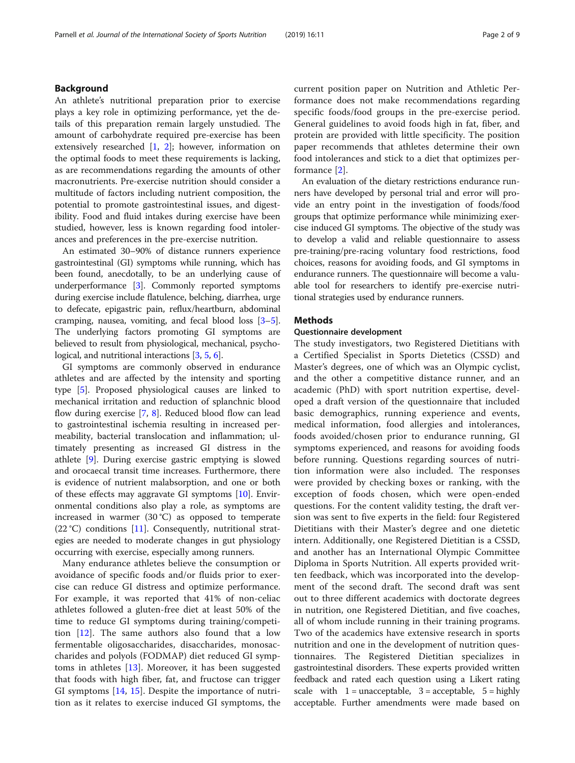## Background

An athlete's nutritional preparation prior to exercise plays a key role in optimizing performance, yet the details of this preparation remain largely unstudied. The amount of carbohydrate required pre-exercise has been extensively researched [1, 2]; however, information on the optimal foods to meet these requirements is lacking, as are recommendations regarding the amounts of other macronutrients. Pre-exercise nutrition should consider a multitude of factors including nutrient composition, the potential to promote gastrointestinal issues, and digestibility. Food and fluid intakes during exercise have been studied, however, less is known regarding food intolerances and preferences in the pre-exercise nutrition.

An estimated 30–90% of distance runners experience gastrointestinal (GI) symptoms while running, which has been found, anecdotally, to be an underlying cause of underperformance [3]. Commonly reported symptoms during exercise include flatulence, belching, diarrhea, urge to defecate, epigastric pain, reflux/heartburn, abdominal cramping, nausea, vomiting, and fecal blood loss [3–5]. The underlying factors promoting GI symptoms are believed to result from physiological, mechanical, psychological, and nutritional interactions [3, 5, 6].

GI symptoms are commonly observed in endurance athletes and are affected by the intensity and sporting type [5]. Proposed physiological causes are linked to mechanical irritation and reduction of splanchnic blood flow during exercise [7, 8]. Reduced blood flow can lead to gastrointestinal ischemia resulting in increased permeability, bacterial translocation and inflammation; ultimately presenting as increased GI distress in the athlete [9]. During exercise gastric emptying is slowed and orocaecal transit time increases. Furthermore, there is evidence of nutrient malabsorption, and one or both of these effects may aggravate GI symptoms [10]. Environmental conditions also play a role, as symptoms are increased in warmer (30 °C) as opposed to temperate (22 °C) conditions [11]. Consequently, nutritional strategies are needed to moderate changes in gut physiology occurring with exercise, especially among runners.

Many endurance athletes believe the consumption or avoidance of specific foods and/or fluids prior to exercise can reduce GI distress and optimize performance. For example, it was reported that 41% of non-celiac athletes followed a gluten-free diet at least 50% of the time to reduce GI symptoms during training/competition [12]. The same authors also found that a low fermentable oligosaccharides, disaccharides, monosaccharides and polyols (FODMAP) diet reduced GI symptoms in athletes [13]. Moreover, it has been suggested that foods with high fiber, fat, and fructose can trigger GI symptoms [14, 15]. Despite the importance of nutrition as it relates to exercise induced GI symptoms, the current position paper on Nutrition and Athletic Performance does not make recommendations regarding specific foods/food groups in the pre-exercise period. General guidelines to avoid foods high in fat, fiber, and protein are provided with little specificity. The position paper recommends that athletes determine their own food intolerances and stick to a diet that optimizes performance [2].

An evaluation of the dietary restrictions endurance runners have developed by personal trial and error will provide an entry point in the investigation of foods/food groups that optimize performance while minimizing exercise induced GI symptoms. The objective of the study was to develop a valid and reliable questionnaire to assess pre-training/pre-racing voluntary food restrictions, food choices, reasons for avoiding foods, and GI symptoms in endurance runners. The questionnaire will become a valuable tool for researchers to identify pre-exercise nutritional strategies used by endurance runners.

## Methods

### Questionnaire development

The study investigators, two Registered Dietitians with a Certified Specialist in Sports Dietetics (CSSD) and Master's degrees, one of which was an Olympic cyclist, and the other a competitive distance runner, and an academic (PhD) with sport nutrition expertise, developed a draft version of the questionnaire that included basic demographics, running experience and events, medical information, food allergies and intolerances, foods avoided/chosen prior to endurance running, GI symptoms experienced, and reasons for avoiding foods before running. Questions regarding sources of nutrition information were also included. The responses were provided by checking boxes or ranking, with the exception of foods chosen, which were open-ended questions. For the content validity testing, the draft version was sent to five experts in the field: four Registered Dietitians with their Master's degree and one dietetic intern. Additionally, one Registered Dietitian is a CSSD, and another has an International Olympic Committee Diploma in Sports Nutrition. All experts provided written feedback, which was incorporated into the development of the second draft. The second draft was sent out to three different academics with doctorate degrees in nutrition, one Registered Dietitian, and five coaches, all of whom include running in their training programs. Two of the academics have extensive research in sports nutrition and in the development of nutrition questionnaires. The Registered Dietitian specializes in gastrointestinal disorders. These experts provided written feedback and rated each question using a Likert rating scale with 1 = unacceptable, 3 = acceptable, 5 = highly acceptable. Further amendments were made based on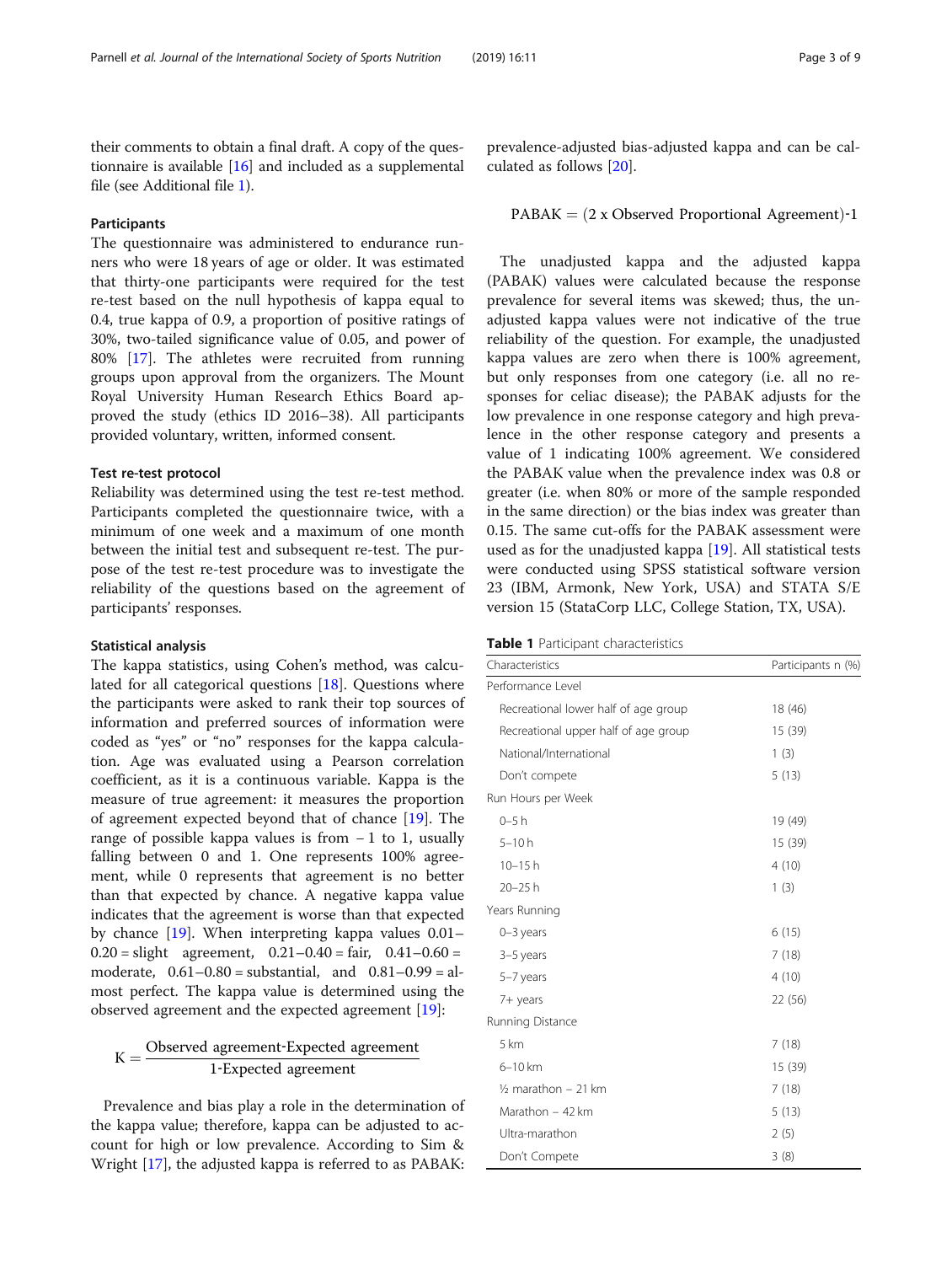their comments to obtain a final draft. A copy of the questionnaire is available [16] and included as a supplemental file (see Additional file 1).

### Participants

The questionnaire was administered to endurance runners who were 18 years of age or older. It was estimated that thirty-one participants were required for the test re-test based on the null hypothesis of kappa equal to 0.4, true kappa of 0.9, a proportion of positive ratings of 30%, two-tailed significance value of 0.05, and power of 80% [17]. The athletes were recruited from running groups upon approval from the organizers. The Mount Royal University Human Research Ethics Board approved the study (ethics ID 2016–38). All participants provided voluntary, written, informed consent.

### Test re-test protocol

Reliability was determined using the test re-test method. Participants completed the questionnaire twice, with a minimum of one week and a maximum of one month between the initial test and subsequent re-test. The purpose of the test re-test procedure was to investigate the reliability of the questions based on the agreement of participants' responses.

### Statistical analysis

The kappa statistics, using Cohen's method, was calculated for all categorical questions [18]. Questions where the participants were asked to rank their top sources of information and preferred sources of information were coded as "yes" or "no" responses for the kappa calculation. Age was evaluated using a Pearson correlation coefficient, as it is a continuous variable. Kappa is the measure of true agreement: it measures the proportion of agreement expected beyond that of chance [19]. The range of possible kappa values is from − 1 to 1, usually falling between 0 and 1. One represents 100% agreement, while 0 represents that agreement is no better than that expected by chance. A negative kappa value indicates that the agreement is worse than that expected by chance [19]. When interpreting kappa values 0.01–0.20 = slight agreement, 0.21–0.40 = fair, 0.41–0.60 = moderate, 0.61–0.80 = substantial, and 0.81–0.99 = almost perfect. The kappa value is determined using the observed agreement and the expected agreement [19]:

$$K = \frac{\text{Observed agreement-Expected agreement}}{\text{1-Expected agreement}}$$

Prevalence and bias play a role in the determination of the kappa value; therefore, kappa can be adjusted to account for high or low prevalence. According to Sim & Wright [17], the adjusted kappa is referred to as PABAK: prevalence-adjusted bias-adjusted kappa and can be calculated as follows [20].

$$\text{PABAK} = (2 \text{ x Observed Proportional Agreement})\text{-}1$$

The unadjusted kappa and the adjusted kappa (PABAK) values were calculated because the response prevalence for several items was skewed; thus, the unadjusted kappa values were not indicative of the true reliability of the question. For example, the unadjusted kappa values are zero when there is 100% agreement, but only responses from one category (i.e. all no responses for celiac disease); the PABAK adjusts for the low prevalence in one response category and high prevalence in the other response category and presents a value of 1 indicating 100% agreement. We considered the PABAK value when the prevalence index was 0.8 or greater (i.e. when 80% or more of the sample responded in the same direction) or the bias index was greater than 0.15. The same cut-offs for the PABAK assessment were used as for the unadjusted kappa [19]. All statistical tests were conducted using SPSS statistical software version 23 (IBM, Armonk, New York, USA) and STATA S/E version 15 (StataCorp LLC, College Station, TX, USA).

**Table 1** Participant characteristics

| Characteristics | Participants n (%) |
|---|---|
| Performance Level | |
| Recreational lower half of age group | 18 (46) |
| Recreational upper half of age group | 15 (39) |
| National/International | 1 (3) |
| Don't compete | 5 (13) |
| Run Hours per Week | |
| 0–5 h | 19 (49) |
| 5–10 h | 15 (39) |
| 10–15 h | 4 (10) |
| 20–25 h | 1 (3) |
| Years Running | |
| 0–3 years | 6 (15) |
| 3–5 years | 7 (18) |
| 5–7 years | 4 (10) |
| 7+ years | 22 (56) |
| Running Distance | |
| 5 km | 7 (18) |
| 6–10 km | 15 (39) |
| ½ marathon – 21 km | 7 (18) |
| Marathon – 42 km | 5 (13) |
| Ultra-marathon | 2 (5) |
| Don't Compete | 3 (8) |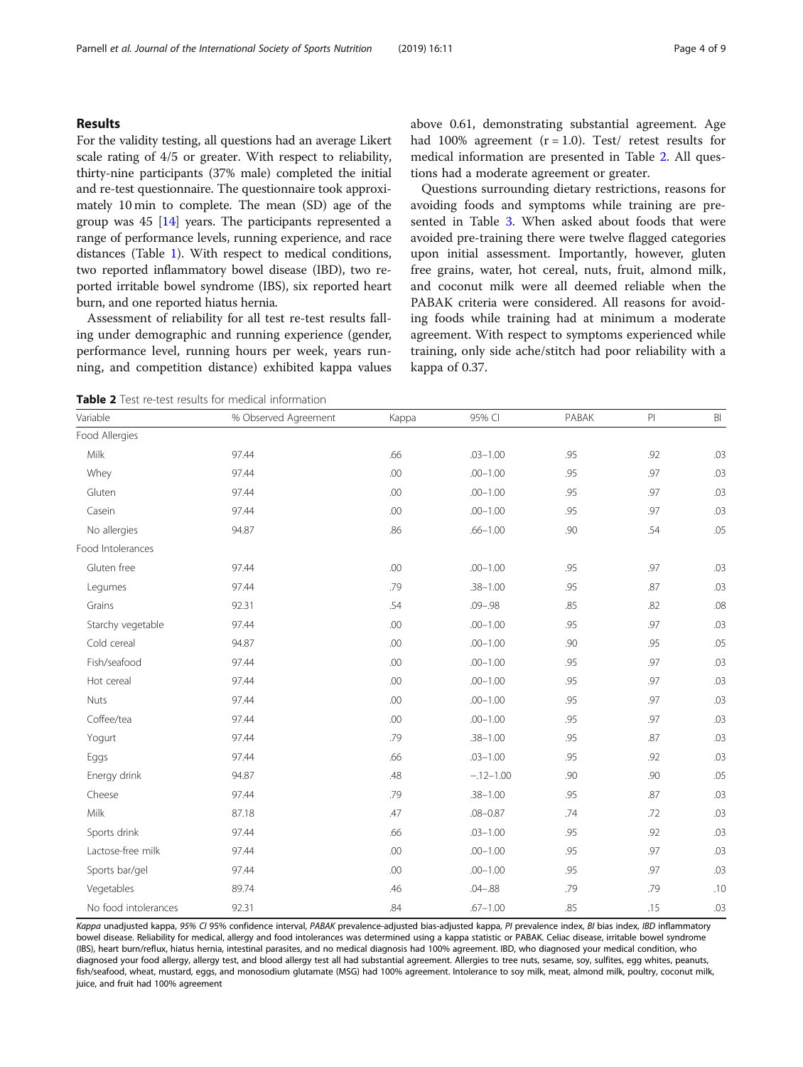## Results

For the validity testing, all questions had an average Likert scale rating of 4/5 or greater. With respect to reliability, thirty-nine participants (37% male) completed the initial and re-test questionnaire. The questionnaire took approximately 10 min to complete. The mean (SD) age of the group was 45 [14] years. The participants represented a range of performance levels, running experience, and race distances (Table 1). With respect to medical conditions, two reported inflammatory bowel disease (IBD), two reported irritable bowel syndrome (IBS), six reported heart burn, and one reported hiatus hernia.

Assessment of reliability for all test re-test results falling under demographic and running experience (gender, performance level, running hours per week, years running, and competition distance) exhibited kappa values above 0.61, demonstrating substantial agreement. Age had 100% agreement ($r = 1.0$). Test/ retest results for medical information are presented in Table 2. All questions had a moderate agreement or greater.

Questions surrounding dietary restrictions, reasons for avoiding foods and symptoms while training are presented in Table 3. When asked about foods that were avoided pre-training there were twelve flagged categories upon initial assessment. Importantly, however, gluten free grains, water, hot cereal, nuts, fruit, almond milk, and coconut milk were all deemed reliable when the PABAK criteria were considered. All reasons for avoiding foods while training had at minimum a moderate agreement. With respect to symptoms experienced while training, only side ache/stitch had poor reliability with a kappa of 0.37.

**Table 2** Test re-test results for medical information

| Variable | % Observed Agreement | Kappa | 95% CI | PABAK | PI | BI |
|---|---|---|---|---|---|---|
| Food Allergies | | | | | | |
| Milk | 97.44 | .66 | .03–1.00 | .95 | .92 | .03 |
| Whey | 97.44 | .00 | .00–1.00 | .95 | .97 | .03 |
| Gluten | 97.44 | .00 | .00–1.00 | .95 | .97 | .03 |
| Casein | 97.44 | .00 | .00–1.00 | .95 | .97 | .03 |
| No allergies | 94.87 | .86 | .66–1.00 | .90 | .54 | .05 |
| Food Intolerances | | | | | | |
| Gluten free | 97.44 | .00 | .00–1.00 | .95 | .97 | .03 |
| Legumes | 97.44 | .79 | .38–1.00 | .95 | .87 | .03 |
| Grains | 92.31 | .54 | .09–.98 | .85 | .82 | .08 |
| Starchy vegetable | 97.44 | .00 | .00–1.00 | .95 | .97 | .03 |
| Cold cereal | 94.87 | .00 | .00–1.00 | .90 | .95 | .05 |
| Fish/seafood | 97.44 | .00 | .00–1.00 | .95 | .97 | .03 |
| Hot cereal | 97.44 | .00 | .00–1.00 | .95 | .97 | .03 |
| Nuts | 97.44 | .00 | .00–1.00 | .95 | .97 | .03 |
| Coffee/tea | 97.44 | .00 | .00–1.00 | .95 | .97 | .03 |
| Yogurt | 97.44 | .79 | .38–1.00 | .95 | .87 | .03 |
| Eggs | 97.44 | .66 | .03–1.00 | .95 | .92 | .03 |
| Energy drink | 94.87 | .48 | −.12–1.00 | .90 | .90 | .05 |
| Cheese | 97.44 | .79 | .38–1.00 | .95 | .87 | .03 |
| Milk | 87.18 | .47 | .08–0.87 | .74 | .72 | .03 |
| Sports drink | 97.44 | .66 | .03–1.00 | .95 | .92 | .03 |
| Lactose-free milk | 97.44 | .00 | .00–1.00 | .95 | .97 | .03 |
| Sports bar/gel | 97.44 | .00 | .00–1.00 | .95 | .97 | .03 |
| Vegetables | 89.74 | .46 | .04–.88 | .79 | .79 | .10 |
| No food intolerances | 92.31 | .84 | .67–1.00 | .85 | .15 | .03 |

*Kappa* unadjusted kappa, *95% CI* 95% confidence interval, *PABAK* prevalence-adjusted bias-adjusted kappa, *PI* prevalence index, *BI* bias index, *IBD* inflammatory bowel disease. Reliability for medical, allergy and food intolerances was determined using a kappa statistic or PABAK. Celiac disease, irritable bowel syndrome (IBS), heart burn/reflux, hiatus hernia, intestinal parasites, and no medical diagnosis had 100% agreement. IBD, who diagnosed your medical condition, who diagnosed your food allergy, allergy test, and blood allergy test all had substantial agreement. Allergies to tree nuts, sesame, soy, sulfites, egg whites, peanuts, fish/seafood, wheat, mustard, eggs, and monosodium glutamate (MSG) had 100% agreement. Intolerance to soy milk, meat, almond milk, poultry, coconut milk, juice, and fruit had 100% agreement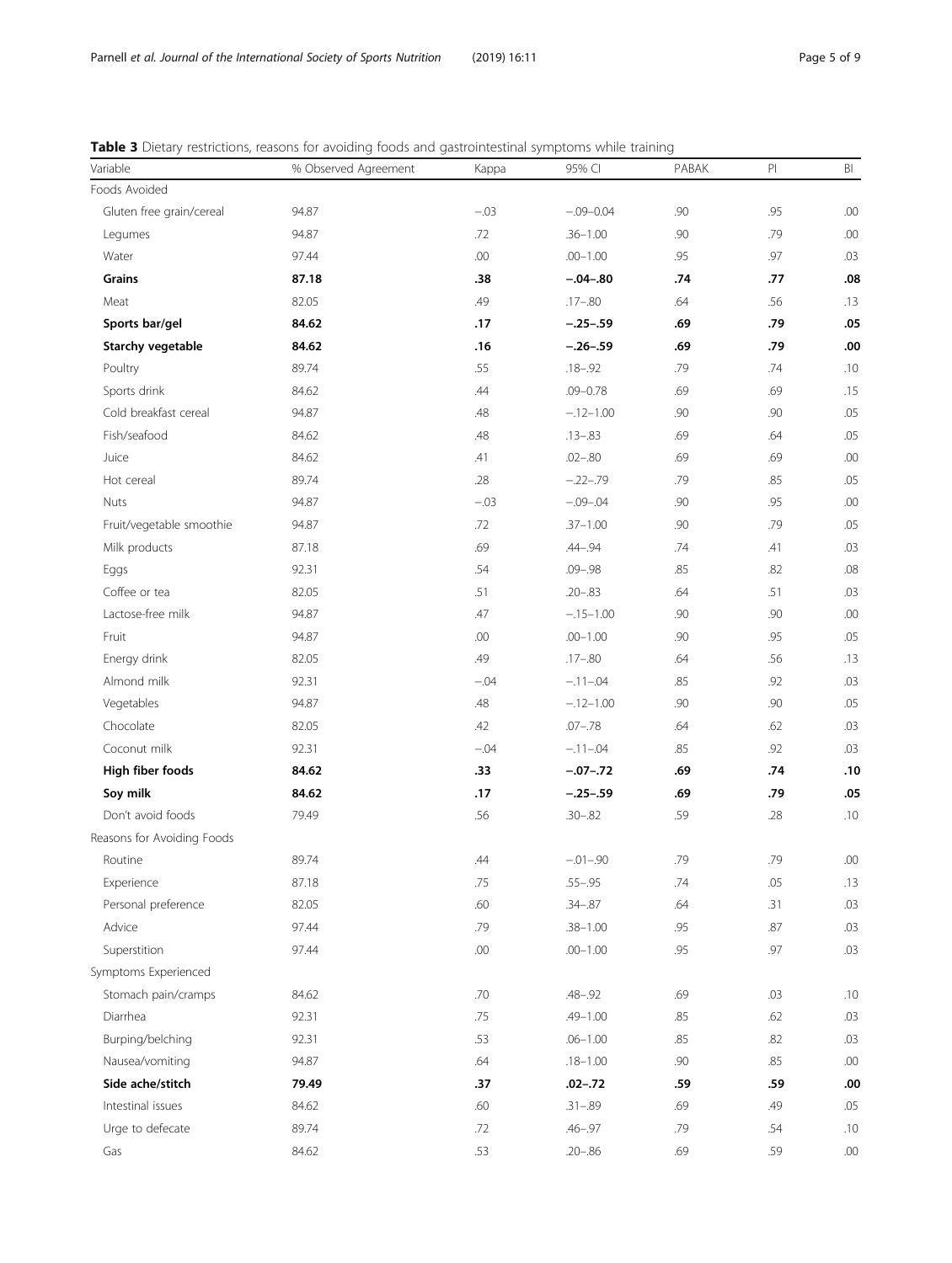**Table 3** Dietary restrictions, reasons for avoiding foods and gastrointestinal symptoms while training

| Variable | % Observed Agreement | Kappa | 95% CI | PABAK | PI | BI |
|---|---|---|---|---|---|---|
| Foods Avoided | | | | | | |
| Gluten free grain/cereal | 94.87 | −.03 | −.09–0.04 | .90 | .95 | .00 |
| Legumes | 94.87 | .72 | .36–1.00 | .90 | .79 | .00 |
| Water | 97.44 | .00 | .00–1.00 | .95 | .97 | .03 |
| **Grains** | **87.18** | **.38** | **−.04–.80** | **.74** | **.77** | **.08** |
| Meat | 82.05 | .49 | .17–.80 | .64 | .56 | .13 |
| **Sports bar/gel** | **84.62** | **.17** | **−.25–.59** | **.69** | **.79** | **.05** |
| **Starchy vegetable** | **84.62** | **.16** | **−.26–.59** | **.69** | **.79** | **.00** |
| Poultry | 89.74 | .55 | .18–.92 | .79 | .74 | .10 |
| Sports drink | 84.62 | .44 | .09–0.78 | .69 | .69 | .15 |
| Cold breakfast cereal | 94.87 | .48 | −.12–1.00 | .90 | .90 | .05 |
| Fish/seafood | 84.62 | .48 | .13–.83 | .69 | .64 | .05 |
| Juice | 84.62 | .41 | .02–.80 | .69 | .69 | .00 |
| Hot cereal | 89.74 | .28 | −.22–.79 | .79 | .85 | .05 |
| Nuts | 94.87 | −.03 | −.09–.04 | .90 | .95 | .00 |
| Fruit/vegetable smoothie | 94.87 | .72 | .37–1.00 | .90 | .79 | .05 |
| Milk products | 87.18 | .69 | .44–.94 | .74 | .41 | .03 |
| Eggs | 92.31 | .54 | .09–.98 | .85 | .82 | .08 |
| Coffee or tea | 82.05 | .51 | .20–.83 | .64 | .51 | .03 |
| Lactose-free milk | 94.87 | .47 | −.15–1.00 | .90 | .90 | .00 |
| Fruit | 94.87 | .00 | .00–1.00 | .90 | .95 | .05 |
| Energy drink | 82.05 | .49 | .17–.80 | .64 | .56 | .13 |
| Almond milk | 92.31 | −.04 | −.11–.04 | .85 | .92 | .03 |
| Vegetables | 94.87 | .48 | −.12–1.00 | .90 | .90 | .05 |
| Chocolate | 82.05 | .42 | .07–.78 | .64 | .62 | .03 |
| Coconut milk | 92.31 | −.04 | −.11–.04 | .85 | .92 | .03 |
| **High fiber foods** | **84.62** | **.33** | **−.07–.72** | **.69** | **.74** | **.10** |
| **Soy milk** | **84.62** | **.17** | **−.25–.59** | **.69** | **.79** | **.05** |
| Don't avoid foods | 79.49 | .56 | .30–.82 | .59 | .28 | .10 |
| Reasons for Avoiding Foods | | | | | | |
| Routine | 89.74 | .44 | −.01–.90 | .79 | .79 | .00 |
| Experience | 87.18 | .75 | .55–.95 | .74 | .05 | .13 |
| Personal preference | 82.05 | .60 | .34–.87 | .64 | .31 | .03 |
| Advice | 97.44 | .79 | .38–1.00 | .95 | .87 | .03 |
| Superstition | 97.44 | .00 | .00–1.00 | .95 | .97 | .03 |
| Symptoms Experienced | | | | | | |
| Stomach pain/cramps | 84.62 | .70 | .48–.92 | .69 | .03 | .10 |
| Diarrhea | 92.31 | .75 | .49–1.00 | .85 | .62 | .03 |
| Burping/belching | 92.31 | .53 | .06–1.00 | .85 | .82 | .03 |
| Nausea/vomiting | 94.87 | .64 | .18–1.00 | .90 | .85 | .00 |
| **Side ache/stitch** | **79.49** | **.37** | **.02–.72** | **.59** | **.59** | **.00** |
| Intestinal issues | 84.62 | .60 | .31–.89 | .69 | .49 | .05 |
| Urge to defecate | 89.74 | .72 | .46–.97 | .79 | .54 | .10 |
| Gas | 84.62 | .53 | .20–.86 | .69 | .59 | .00 |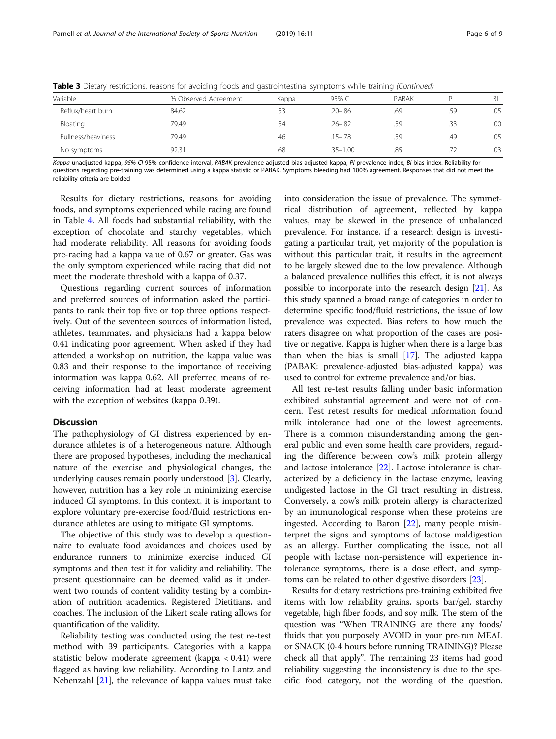**Table 3** Dietary restrictions, reasons for avoiding foods and gastrointestinal symptoms while training *(Continued)*

| Variable | % Observed Agreement | Kappa | 95% CI | PABAK | PI | BI |
|---|---|---|---|---|---|---|
| Reflux/heart burn | 84.62 | .53 | .20–.86 | .69 | .59 | .05 |
| Bloating | 79.49 | .54 | .26–.82 | .59 | .33 | .00 |
| Fullness/heaviness | 79.49 | .46 | .15–.78 | .59 | .49 | .05 |
| No symptoms | 92.31 | .68 | .35–1.00 | .85 | .72 | .03 |

*Kappa* unadjusted kappa, *95% CI* 95% confidence interval, *PABAK* prevalence-adjusted bias-adjusted kappa, *PI* prevalence index, *BI* bias index. Reliability for questions regarding pre-training was determined using a kappa statistic or PABAK. Symptoms bleeding had 100% agreement. Responses that did not meet the reliability criteria are bolded

Results for dietary restrictions, reasons for avoiding foods, and symptoms experienced while racing are found in Table 4. All foods had substantial reliability, with the exception of chocolate and starchy vegetables, which had moderate reliability. All reasons for avoiding foods pre-racing had a kappa value of 0.67 or greater. Gas was the only symptom experienced while racing that did not meet the moderate threshold with a kappa of 0.37.

Questions regarding current sources of information and preferred sources of information asked the participants to rank their top five or top three options respectively. Out of the seventeen sources of information listed, athletes, teammates, and physicians had a kappa below 0.41 indicating poor agreement. When asked if they had attended a workshop on nutrition, the kappa value was 0.83 and their response to the importance of receiving information was kappa 0.62. All preferred means of receiving information had at least moderate agreement with the exception of websites (kappa 0.39).

## Discussion

The pathophysiology of GI distress experienced by endurance athletes is of a heterogeneous nature. Although there are proposed hypotheses, including the mechanical nature of the exercise and physiological changes, the underlying causes remain poorly understood [3]. Clearly, however, nutrition has a key role in minimizing exercise induced GI symptoms. In this context, it is important to explore voluntary pre-exercise food/fluid restrictions endurance athletes are using to mitigate GI symptoms.

The objective of this study was to develop a questionnaire to evaluate food avoidances and choices used by endurance runners to minimize exercise induced GI symptoms and then test it for validity and reliability. The present questionnaire can be deemed valid as it underwent two rounds of content validity testing by a combination of nutrition academics, Registered Dietitians, and coaches. The inclusion of the Likert scale rating allows for quantification of the validity.

Reliability testing was conducted using the test re-test method with 39 participants. Categories with a kappa statistic below moderate agreement (kappa $< 0.41$) were flagged as having low reliability. According to Lantz and Nebenzahl [21], the relevance of kappa values must take into consideration the issue of prevalence. The symmetrical distribution of agreement, reflected by kappa values, may be skewed in the presence of unbalanced prevalence. For instance, if a research design is investigating a particular trait, yet majority of the population is without this particular trait, it results in the agreement to be largely skewed due to the low prevalence. Although a balanced prevalence nullifies this effect, it is not always possible to incorporate into the research design [21]. As this study spanned a broad range of categories in order to determine specific food/fluid restrictions, the issue of low prevalence was expected. Bias refers to how much the raters disagree on what proportion of the cases are positive or negative. Kappa is higher when there is a large bias than when the bias is small [17]. The adjusted kappa (PABAK: prevalence-adjusted bias-adjusted kappa) was used to control for extreme prevalence and/or bias.

All test re-test results falling under basic information exhibited substantial agreement and were not of concern. Test retest results for medical information found milk intolerance had one of the lowest agreements. There is a common misunderstanding among the general public and even some health care providers, regarding the difference between cow's milk protein allergy and lactose intolerance [22]. Lactose intolerance is characterized by a deficiency in the lactase enzyme, leaving undigested lactose in the GI tract resulting in distress. Conversely, a cow's milk protein allergy is characterized by an immunological response when these proteins are ingested. According to Baron [22], many people misinterpret the signs and symptoms of lactose maldigestion as an allergy. Further complicating the issue, not all people with lactase non-persistence will experience intolerance symptoms, there is a dose effect, and symptoms can be related to other digestive disorders [23].

Results for dietary restrictions pre-training exhibited five items with low reliability grains, sports bar/gel, starchy vegetable, high fiber foods, and soy milk. The stem of the question was "When TRAINING are there any foods/fluids that you purposely AVOID in your pre-run MEAL or SNACK (0-4 hours before running TRAINING)? Please check all that apply". The remaining 23 items had good reliability suggesting the inconsistency is due to the specific food category, not the wording of the question.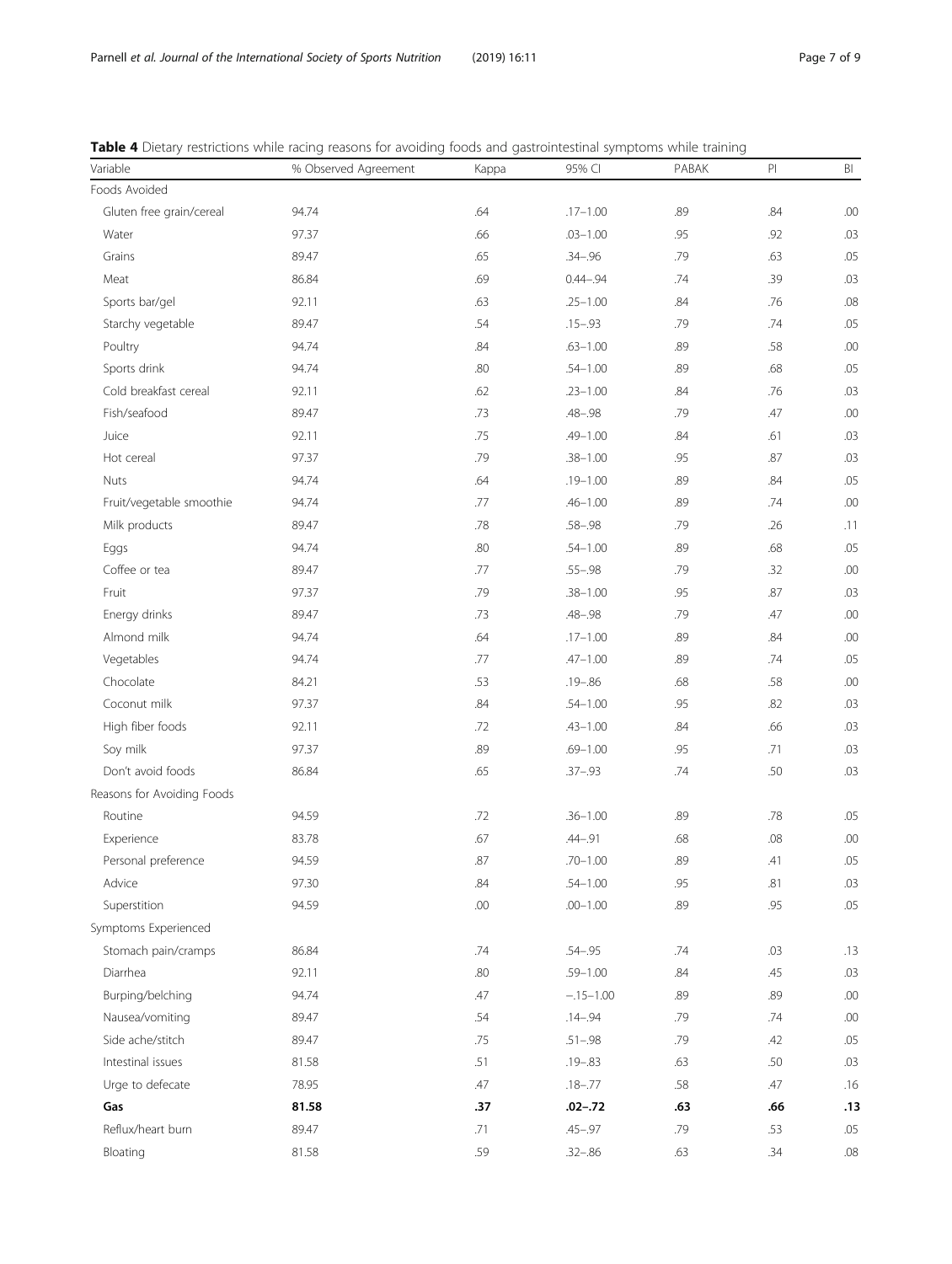**Table 4** Dietary restrictions while racing reasons for avoiding foods and gastrointestinal symptoms while training

| Variable | % Observed Agreement | Kappa | 95% CI | PABAK | PI | BI |
|---|---|---|---|---|---|---|
| Foods Avoided | | | | | | |
| Gluten free grain/cereal | 94.74 | .64 | .17–1.00 | .89 | .84 | .00 |
| Water | 97.37 | .66 | .03–1.00 | .95 | .92 | .03 |
| Grains | 89.47 | .65 | .34–.96 | .79 | .63 | .05 |
| Meat | 86.84 | .69 | 0.44–.94 | .74 | .39 | .03 |
| Sports bar/gel | 92.11 | .63 | .25–1.00 | .84 | .76 | .08 |
| Starchy vegetable | 89.47 | .54 | .15–.93 | .79 | .74 | .05 |
| Poultry | 94.74 | .84 | .63–1.00 | .89 | .58 | .00 |
| Sports drink | 94.74 | .80 | .54–1.00 | .89 | .68 | .05 |
| Cold breakfast cereal | 92.11 | .62 | .23–1.00 | .84 | .76 | .03 |
| Fish/seafood | 89.47 | .73 | .48–.98 | .79 | .47 | .00 |
| Juice | 92.11 | .75 | .49–1.00 | .84 | .61 | .03 |
| Hot cereal | 97.37 | .79 | .38–1.00 | .95 | .87 | .03 |
| Nuts | 94.74 | .64 | .19–1.00 | .89 | .84 | .05 |
| Fruit/vegetable smoothie | 94.74 | .77 | .46–1.00 | .89 | .74 | .00 |
| Milk products | 89.47 | .78 | .58–.98 | .79 | .26 | .11 |
| Eggs | 94.74 | .80 | .54–1.00 | .89 | .68 | .05 |
| Coffee or tea | 89.47 | .77 | .55–.98 | .79 | .32 | .00 |
| Fruit | 97.37 | .79 | .38–1.00 | .95 | .87 | .03 |
| Energy drinks | 89.47 | .73 | .48–.98 | .79 | .47 | .00 |
| Almond milk | 94.74 | .64 | .17–1.00 | .89 | .84 | .00 |
| Vegetables | 94.74 | .77 | .47–1.00 | .89 | .74 | .05 |
| Chocolate | 84.21 | .53 | .19–.86 | .68 | .58 | .00 |
| Coconut milk | 97.37 | .84 | .54–1.00 | .95 | .82 | .03 |
| High fiber foods | 92.11 | .72 | .43–1.00 | .84 | .66 | .03 |
| Soy milk | 97.37 | .89 | .69–1.00 | .95 | .71 | .03 |
| Don't avoid foods | 86.84 | .65 | .37–.93 | .74 | .50 | .03 |
| Reasons for Avoiding Foods | | | | | | |
| Routine | 94.59 | .72 | .36–1.00 | .89 | .78 | .05 |
| Experience | 83.78 | .67 | .44–.91 | .68 | .08 | .00 |
| Personal preference | 94.59 | .87 | .70–1.00 | .89 | .41 | .05 |
| Advice | 97.30 | .84 | .54–1.00 | .95 | .81 | .03 |
| Superstition | 94.59 | .00 | .00–1.00 | .89 | .95 | .05 |
| Symptoms Experienced | | | | | | |
| Stomach pain/cramps | 86.84 | .74 | .54–.95 | .74 | .03 | .13 |
| Diarrhea | 92.11 | .80 | .59–1.00 | .84 | .45 | .03 |
| Burping/belching | 94.74 | .47 | −.15–1.00 | .89 | .89 | .00 |
| Nausea/vomiting | 89.47 | .54 | .14–.94 | .79 | .74 | .00 |
| Side ache/stitch | 89.47 | .75 | .51–.98 | .79 | .42 | .05 |
| Intestinal issues | 81.58 | .51 | .19–.83 | .63 | .50 | .03 |
| Urge to defecate | 78.95 | .47 | .18–.77 | .58 | .47 | .16 |
| **Gas** | **81.58** | **.37** | **.02–.72** | **.63** | **.66** | **.13** |
| Reflux/heart burn | 89.47 | .71 | .45–.97 | .79 | .53 | .05 |
| Bloating | 81.58 | .59 | .32–.86 | .63 | .34 | .08 |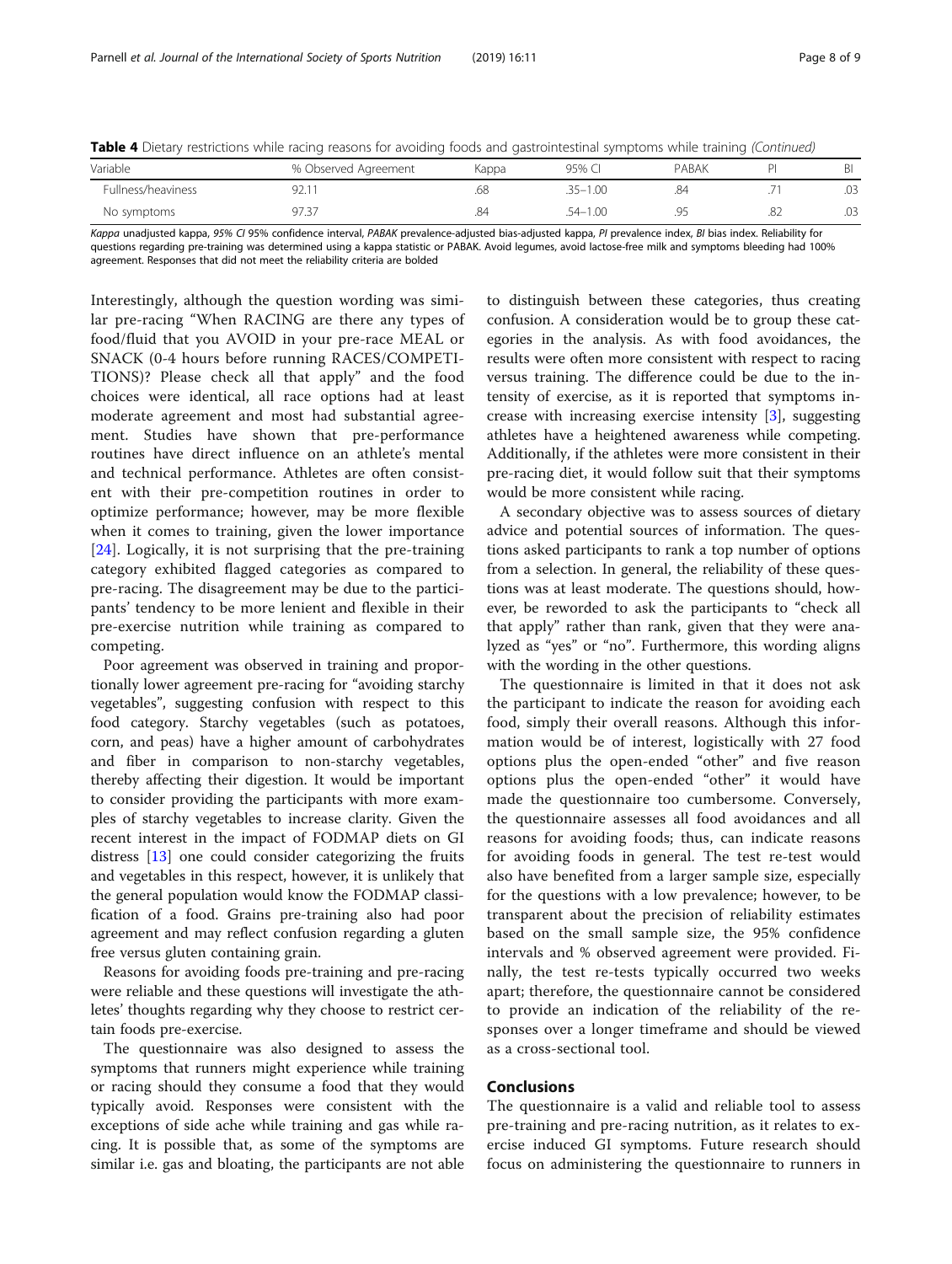**Table 4** Dietary restrictions while racing reasons for avoiding foods and gastrointestinal symptoms while training *(Continued)*

| Variable | % Observed Agreement | Kappa | 95% CI | PABAK | PI | BI |
|---|---|---|---|---|---|---|
| Fullness/heaviness | 92.11 | .68 | .35–1.00 | .84 | .71 | .03 |
| No symptoms | 97.37 | .84 | .54–1.00 | .95 | .82 | .03 |

*Kappa* unadjusted kappa, *95% CI* 95% confidence interval, *PABAK* prevalence-adjusted bias-adjusted kappa, *PI* prevalence index, *BI* bias index. Reliability for questions regarding pre-training was determined using a kappa statistic or PABAK. Avoid legumes, avoid lactose-free milk and symptoms bleeding had 100% agreement. Responses that did not meet the reliability criteria are bolded

Interestingly, although the question wording was similar pre-racing "When RACING are there any types of food/fluid that you AVOID in your pre-race MEAL or SNACK (0-4 hours before running RACES/COMPETITIONS)? Please check all that apply" and the food choices were identical, all race options had at least moderate agreement and most had substantial agreement. Studies have shown that pre-performance routines have direct influence on an athlete's mental and technical performance. Athletes are often consistent with their pre-competition routines in order to optimize performance; however, may be more flexible when it comes to training, given the lower importance [24]. Logically, it is not surprising that the pre-training category exhibited flagged categories as compared to pre-racing. The disagreement may be due to the participants' tendency to be more lenient and flexible in their pre-exercise nutrition while training as compared to competing.

Poor agreement was observed in training and proportionally lower agreement pre-racing for "avoiding starchy vegetables", suggesting confusion with respect to this food category. Starchy vegetables (such as potatoes, corn, and peas) have a higher amount of carbohydrates and fiber in comparison to non-starchy vegetables, thereby affecting their digestion. It would be important to consider providing the participants with more examples of starchy vegetables to increase clarity. Given the recent interest in the impact of FODMAP diets on GI distress [13] one could consider categorizing the fruits and vegetables in this respect, however, it is unlikely that the general population would know the FODMAP classification of a food. Grains pre-training also had poor agreement and may reflect confusion regarding a gluten free versus gluten containing grain.

Reasons for avoiding foods pre-training and pre-racing were reliable and these questions will investigate the athletes' thoughts regarding why they choose to restrict certain foods pre-exercise.

The questionnaire was also designed to assess the symptoms that runners might experience while training or racing should they consume a food that they would typically avoid. Responses were consistent with the exceptions of side ache while training and gas while racing. It is possible that, as some of the symptoms are similar i.e. gas and bloating, the participants are not able to distinguish between these categories, thus creating confusion. A consideration would be to group these categories in the analysis. As with food avoidances, the results were often more consistent with respect to racing versus training. The difference could be due to the intensity of exercise, as it is reported that symptoms increase with increasing exercise intensity [3], suggesting athletes have a heightened awareness while competing. Additionally, if the athletes were more consistent in their pre-racing diet, it would follow suit that their symptoms would be more consistent while racing.

A secondary objective was to assess sources of dietary advice and potential sources of information. The questions asked participants to rank a top number of options from a selection. In general, the reliability of these questions was at least moderate. The questions should, however, be reworded to ask the participants to "check all that apply" rather than rank, given that they were analyzed as "yes" or "no". Furthermore, this wording aligns with the wording in the other questions.

The questionnaire is limited in that it does not ask the participant to indicate the reason for avoiding each food, simply their overall reasons. Although this information would be of interest, logistically with 27 food options plus the open-ended "other" and five reason options plus the open-ended "other" it would have made the questionnaire too cumbersome. Conversely, the questionnaire assesses all food avoidances and all reasons for avoiding foods; thus, can indicate reasons for avoiding foods in general. The test re-test would also have benefited from a larger sample size, especially for the questions with a low prevalence; however, to be transparent about the precision of reliability estimates based on the small sample size, the 95% confidence intervals and % observed agreement were provided. Finally, the test re-tests typically occurred two weeks apart; therefore, the questionnaire cannot be considered to provide an indication of the reliability of the responses over a longer timeframe and should be viewed as a cross-sectional tool.

## Conclusions

The questionnaire is a valid and reliable tool to assess pre-training and pre-racing nutrition, as it relates to exercise induced GI symptoms. Future research should focus on administering the questionnaire to runners in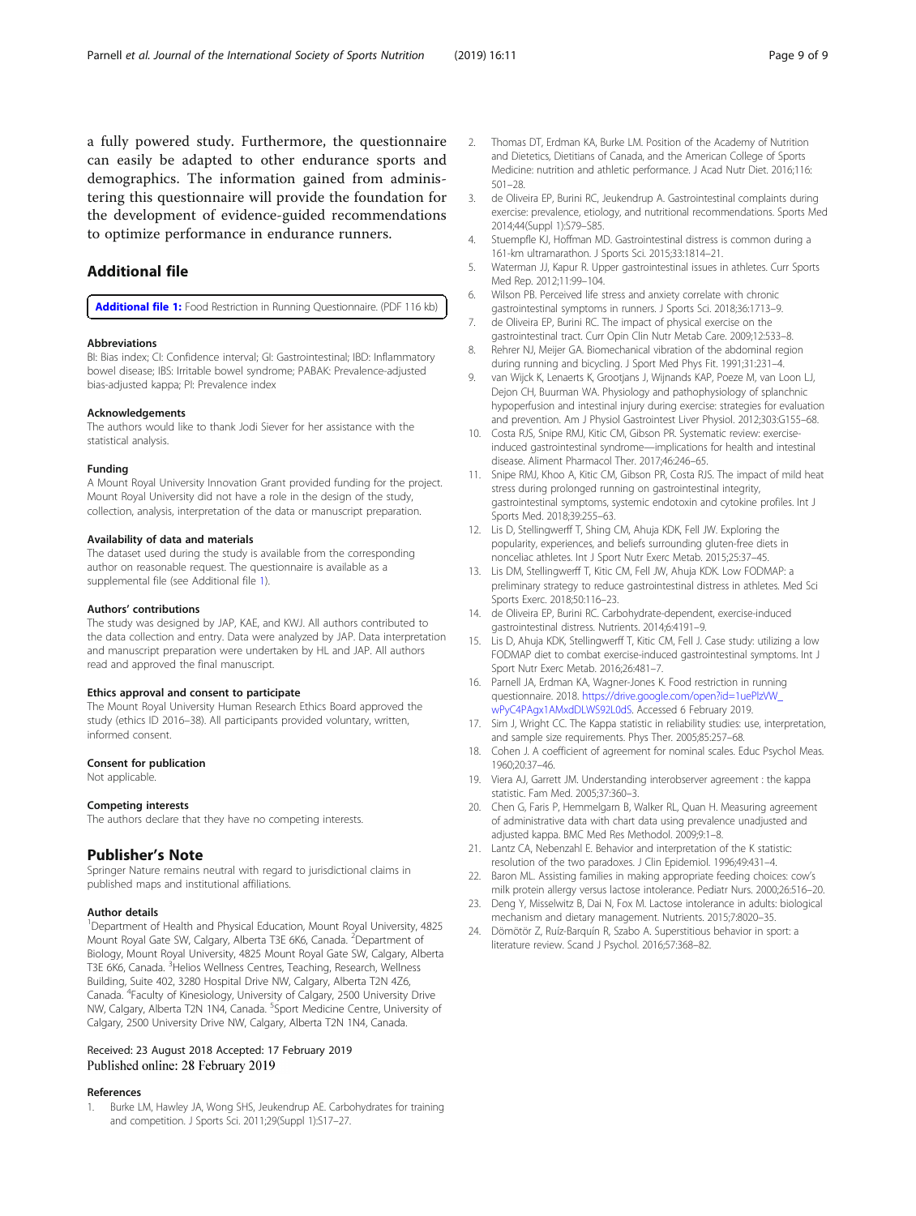a fully powered study. Furthermore, the questionnaire can easily be adapted to other endurance sports and demographics. The information gained from administering this questionnaire will provide the foundation for the development of evidence-guided recommendations to optimize performance in endurance runners.

## Additional file

**Additional file 1:** Food Restriction in Running Questionnaire. (PDF 116 kb)

#### Abbreviations

BI: Bias index; CI: Confidence interval; GI: Gastrointestinal; IBD: Inflammatory bowel disease; IBS: Irritable bowel syndrome; PABAK: Prevalence-adjusted bias-adjusted kappa; PI: Prevalence index

#### Acknowledgements

The authors would like to thank Jodi Siever for her assistance with the statistical analysis.

#### Funding

A Mount Royal University Innovation Grant provided funding for the project. Mount Royal University did not have a role in the design of the study, collection, analysis, interpretation of the data or manuscript preparation.

#### Availability of data and materials

The dataset used during the study is available from the corresponding author on reasonable request. The questionnaire is available as a supplemental file (see Additional file 1).

#### Authors' contributions

The study was designed by JAP, KAE, and KWJ. All authors contributed to the data collection and entry. Data were analyzed by JAP. Data interpretation and manuscript preparation were undertaken by HL and JAP. All authors read and approved the final manuscript.

#### Ethics approval and consent to participate

The Mount Royal University Human Research Ethics Board approved the study (ethics ID 2016–38). All participants provided voluntary, written, informed consent.

#### Consent for publication

Not applicable.

#### Competing interests

The authors declare that they have no competing interests.

## Publisher's Note

Springer Nature remains neutral with regard to jurisdictional claims in published maps and institutional affiliations.

#### Author details

[1]Department of Health and Physical Education, Mount Royal University, 4825 Mount Royal Gate SW, Calgary, Alberta T3E 6K6, Canada. [2]Department of Biology, Mount Royal University, 4825 Mount Royal Gate SW, Calgary, Alberta T3E 6K6, Canada. [3]Helios Wellness Centres, Teaching, Research, Wellness Building, Suite 402, 3280 Hospital Drive NW, Calgary, Alberta T2N 4Z6, Canada. [4]Faculty of Kinesiology, University of Calgary, 2500 University Drive NW, Calgary, Alberta T2N 1N4, Canada. [5]Sport Medicine Centre, University of Calgary, 2500 University Drive NW, Calgary, Alberta T2N 1N4, Canada.

Received: 23 August 2018 Accepted: 17 February 2019
Published online: 28 February 2019

#### References

1. Burke LM, Hawley JA, Wong SHS, Jeukendrup AE. Carbohydrates for training and competition. J Sports Sci. 2011;29(Suppl 1):S17–27.
2. Thomas DT, Erdman KA, Burke LM. Position of the Academy of Nutrition and Dietetics, Dietitians of Canada, and the American College of Sports Medicine: nutrition and athletic performance. J Acad Nutr Diet. 2016;116:501–28.
3. de Oliveira EP, Burini RC, Jeukendrup A. Gastrointestinal complaints during exercise: prevalence, etiology, and nutritional recommendations. Sports Med 2014;44(Suppl 1):S79–S85.
4. Stuempfle KJ, Hoffman MD. Gastrointestinal distress is common during a 161-km ultramarathon. J Sports Sci. 2015;33:1814–21.
5. Waterman JJ, Kapur R. Upper gastrointestinal issues in athletes. Curr Sports Med Rep. 2012;11:99–104.
6. Wilson PB. Perceived life stress and anxiety correlate with chronic gastrointestinal symptoms in runners. J Sports Sci. 2018;36:1713–9.
7. de Oliveira EP, Burini RC. The impact of physical exercise on the gastrointestinal tract. Curr Opin Clin Nutr Metab Care. 2009;12:533–8.
8. Rehrer NJ, Meijer GA. Biomechanical vibration of the abdominal region during running and bicycling. J Sport Med Phys Fit. 1991;31:231–4.
9. van Wijck K, Lenaerts K, Grootjans J, Wijnands KAP, Poeze M, van Loon LJ, Dejon CH, Buurman WA. Physiology and pathophysiology of splanchnic hypoperfusion and intestinal injury during exercise: strategies for evaluation and prevention. Am J Physiol Gastrointest Liver Physiol. 2012;303:G155–68.
10. Costa RJS, Snipe RMJ, Kitic CM, Gibson PR. Systematic review: exercise-induced gastrointestinal syndrome—implications for health and intestinal disease. Aliment Pharmacol Ther. 2017;46:246–65.
11. Snipe RMJ, Khoo A, Kitic CM, Gibson PR, Costa RJS. The impact of mild heat stress during prolonged running on gastrointestinal integrity, gastrointestinal symptoms, systemic endotoxin and cytokine profiles. Int J Sports Med. 2018;39:255–63.
12. Lis D, Stellingwerff T, Shing CM, Ahuja KDK, Fell JW. Exploring the popularity, experiences, and beliefs surrounding gluten-free diets in nonceliac athletes. Int J Sport Nutr Exerc Metab. 2015;25:37–45.
13. Lis DM, Stellingwerff T, Kitic CM, Fell JW, Ahuja KDK. Low FODMAP: a preliminary strategy to reduce gastrointestinal distress in athletes. Med Sci Sports Exerc. 2018;50:116–23.
14. de Oliveira EP, Burini RC. Carbohydrate-dependent, exercise-induced gastrointestinal distress. Nutrients. 2014;6:4191–9.
15. Lis D, Ahuja KDK, Stellingwerff T, Kitic CM, Fell J. Case study: utilizing a low FODMAP diet to combat exercise-induced gastrointestinal symptoms. Int J Sport Nutr Exerc Metab. 2016;26:481–7.
16. Parnell JA, Erdman KA, Wagner-Jones K. Food restriction in running questionnaire. 2018. https://drive.google.com/open?id=1uePlzVW_wPyC4PAgx1AMxdDLWS92L0dS. Accessed 6 February 2019.
17. Sim J, Wright CC. The Kappa statistic in reliability studies: use, interpretation, and sample size requirements. Phys Ther. 2005;85:257–68.
18. Cohen J. A coefficient of agreement for nominal scales. Educ Psychol Meas. 1960;20:37–46.
19. Viera AJ, Garrett JM. Understanding interobserver agreement : the kappa statistic. Fam Med. 2005;37:360–3.
20. Chen G, Faris P, Hemmelgarn B, Walker RL, Quan H. Measuring agreement of administrative data with chart data using prevalence unadjusted and adjusted kappa. BMC Med Res Methodol. 2009;9:1–8.
21. Lantz CA, Nebenzahl E. Behavior and interpretation of the K statistic: resolution of the two paradoxes. J Clin Epidemiol. 1996;49:431–4.
22. Baron ML. Assisting families in making appropriate feeding choices: cow's milk protein allergy versus lactose intolerance. Pediatr Nurs. 2000;26:516–20.
23. Deng Y, Misselwitz B, Dai N, Fox M. Lactose intolerance in adults: biological mechanism and dietary management. Nutrients. 2015;7:8020–35.
24. Dömötör Z, Ruíz-Barquín R, Szabo A. Superstitious behavior in sport: a literature review. Scand J Psychol. 2016;57:368–82.